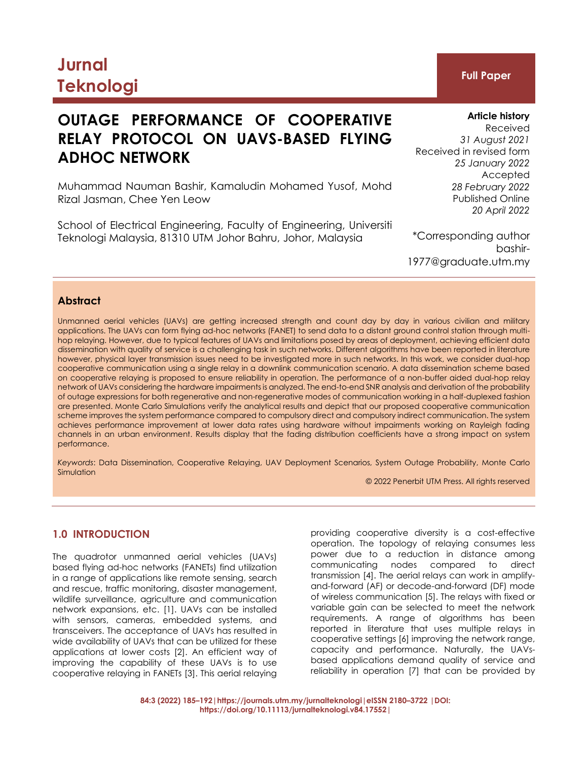Jurnal Teknologi

**Full Paper**

# OUTAGE PERFORMANCE OF COOPERATIVE RELAY PROTOCOL ON UAVS-BASED FLYING ADHOC NETWORK

Muhammad Nauman Bashir, Kamaludin Mohamed Yusof, Mohd Rizal Jasman, Chee Yen Leow

School of Electrical Engineering, Faculty of Engineering, Universiti Teknologi Malaysia, 81310 UTM Johor Bahru, Johor, Malaysia

**Article history**
Received
*31 August 2021*
Received in revised form
*25 January 2022*
Accepted
*28 February 2022*
Published Online
*20 April 2022*

*Corresponding author
bashir-1977@graduate.utm.my

## Abstract

Unmanned aerial vehicles (UAVs) are getting increased strength and count day by day in various civilian and military applications. The UAVs can form flying ad-hoc networks (FANET) to send data to a distant ground control station through multi-hop relaying. However, due to typical features of UAVs and limitations posed by areas of deployment, achieving efficient data dissemination with quality of service is a challenging task in such networks. Different algorithms have been reported in literature however, physical layer transmission issues need to be investigated more in such networks. In this work, we consider dual-hop cooperative communication using a single relay in a downlink communication scenario. A data dissemination scheme based on cooperative relaying is proposed to ensure reliability in operation. The performance of a non-buffer aided dual-hop relay network of UAVs considering the hardware impairments is analyzed. The end-to-end SNR analysis and derivation of the probability of outage expressions for both regenerative and non-regenerative modes of communication working in a half-duplexed fashion are presented. Monte Carlo Simulations verify the analytical results and depict that our proposed cooperative communication scheme improves the system performance compared to compulsory direct and compulsory indirect communication. The system achieves performance improvement at lower data rates using hardware without impairments working on Rayleigh fading channels in an urban environment. Results display that the fading distribution coefficients have a strong impact on system performance.

*Keywords*: Data Dissemination, Cooperative Relaying, UAV Deployment Scenarios, System Outage Probability, Monte Carlo Simulation

© 2022 Penerbit UTM Press. All rights reserved

## 1.0 INTRODUCTION

The quadrotor unmanned aerial vehicles (UAVs) based flying ad-hoc networks (FANETs) find utilization in a range of applications like remote sensing, search and rescue, traffic monitoring, disaster management, wildlife surveillance, agriculture and communication network expansions, etc. [1]. UAVs can be installed with sensors, cameras, embedded systems, and transceivers. The acceptance of UAVs has resulted in wide availability of UAVs that can be utilized for these applications at lower costs [2]. An efficient way of improving the capability of these UAVs is to use cooperative relaying in FANETs [3]. This aerial relaying providing cooperative diversity is a cost-effective operation. The topology of relaying consumes less power due to a reduction in distance among communicating nodes compared to direct transmission [4]. The aerial relays can work in amplify-and-forward (AF) or decode-and-forward (DF) mode of wireless communication [5]. The relays with fixed or variable gain can be selected to meet the network requirements. A range of algorithms has been reported in literature that uses multiple relays in cooperative settings [6] improving the network range, capacity and performance. Naturally, the UAVs-based applications demand quality of service and reliability in operation [7] that can be provided by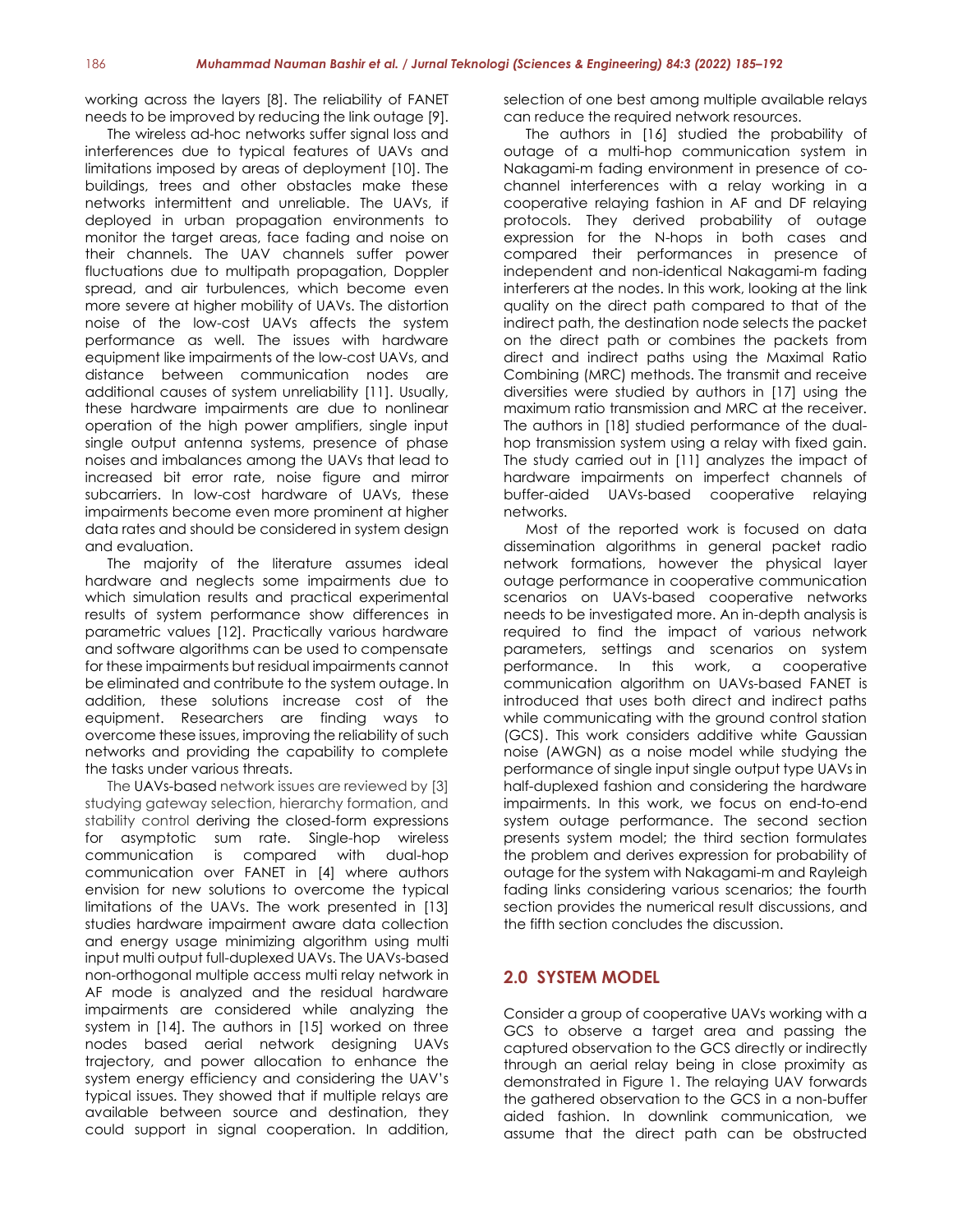working across the layers [8]. The reliability of FANET needs to be improved by reducing the link outage [9].

The wireless ad-hoc networks suffer signal loss and interferences due to typical features of UAVs and limitations imposed by areas of deployment [10]. The buildings, trees and other obstacles make these networks intermittent and unreliable. The UAVs, if deployed in urban propagation environments to monitor the target areas, face fading and noise on their channels. The UAV channels suffer power fluctuations due to multipath propagation, Doppler spread, and air turbulences, which become even more severe at higher mobility of UAVs. The distortion noise of the low-cost UAVs affects the system performance as well. The issues with hardware equipment like impairments of the low-cost UAVs, and distance between communication nodes are additional causes of system unreliability [11]. Usually, these hardware impairments are due to nonlinear operation of the high power amplifiers, single input single output antenna systems, presence of phase noises and imbalances among the UAVs that lead to increased bit error rate, noise figure and mirror subcarriers. In low-cost hardware of UAVs, these impairments become even more prominent at higher data rates and should be considered in system design and evaluation.

The majority of the literature assumes ideal hardware and neglects some impairments due to which simulation results and practical experimental results of system performance show differences in parametric values [12]. Practically various hardware and software algorithms can be used to compensate for these impairments but residual impairments cannot be eliminated and contribute to the system outage. In addition, these solutions increase cost of the equipment. Researchers are finding ways to overcome these issues, improving the reliability of such networks and providing the capability to complete the tasks under various threats.

The UAVs-based network issues are reviewed by [3] studying gateway selection, hierarchy formation, and stability control deriving the closed-form expressions for asymptotic sum rate. Single-hop wireless communication is compared with dual-hop communication over FANET in [4] where authors envision for new solutions to overcome the typical limitations of the UAVs. The work presented in [13] studies hardware impairment aware data collection and energy usage minimizing algorithm using multi input multi output full-duplexed UAVs. The UAVs-based non-orthogonal multiple access multi relay network in AF mode is analyzed and the residual hardware impairments are considered while analyzing the system in [14]. The authors in [15] worked on three nodes based aerial network designing UAVs trajectory, and power allocation to enhance the system energy efficiency and considering the UAV's typical issues. They showed that if multiple relays are available between source and destination, they could support in signal cooperation. In addition, selection of one best among multiple available relays can reduce the required network resources.

The authors in [16] studied the probability of outage of a multi-hop communication system in Nakagami-m fading environment in presence of co-channel interferences with a relay working in a cooperative relaying fashion in AF and DF relaying protocols. They derived probability of outage expression for the N-hops in both cases and compared their performances in presence of independent and non-identical Nakagami-m fading interferers at the nodes. In this work, looking at the link quality on the direct path compared to that of the indirect path, the destination node selects the packet on the direct path or combines the packets from direct and indirect paths using the Maximal Ratio Combining (MRC) methods. The transmit and receive diversities were studied by authors in [17] using the maximum ratio transmission and MRC at the receiver. The authors in [18] studied performance of the dual-hop transmission system using a relay with fixed gain. The study carried out in [11] analyzes the impact of hardware impairments on imperfect channels of buffer-aided UAVs-based cooperative relaying networks.

Most of the reported work is focused on data dissemination algorithms in general packet radio network formations, however the physical layer outage performance in cooperative communication scenarios on UAVs-based cooperative networks needs to be investigated more. An in-depth analysis is required to find the impact of various network parameters, settings and scenarios on system performance. In this work, a cooperative communication algorithm on UAVs-based FANET is introduced that uses both direct and indirect paths while communicating with the ground control station (GCS). This work considers additive white Gaussian noise (AWGN) as a noise model while studying the performance of single input single output type UAVs in half-duplexed fashion and considering the hardware impairments. In this work, we focus on end-to-end system outage performance. The second section presents system model; the third section formulates the problem and derives expression for probability of outage for the system with Nakagami-m and Rayleigh fading links considering various scenarios; the fourth section provides the numerical result discussions, and the fifth section concludes the discussion.

## 2.0 SYSTEM MODEL

Consider a group of cooperative UAVs working with a GCS to observe a target area and passing the captured observation to the GCS directly or indirectly through an aerial relay being in close proximity as demonstrated in Figure 1. The relaying UAV forwards the gathered observation to the GCS in a non-buffer aided fashion. In downlink communication, we assume that the direct path can be obstructed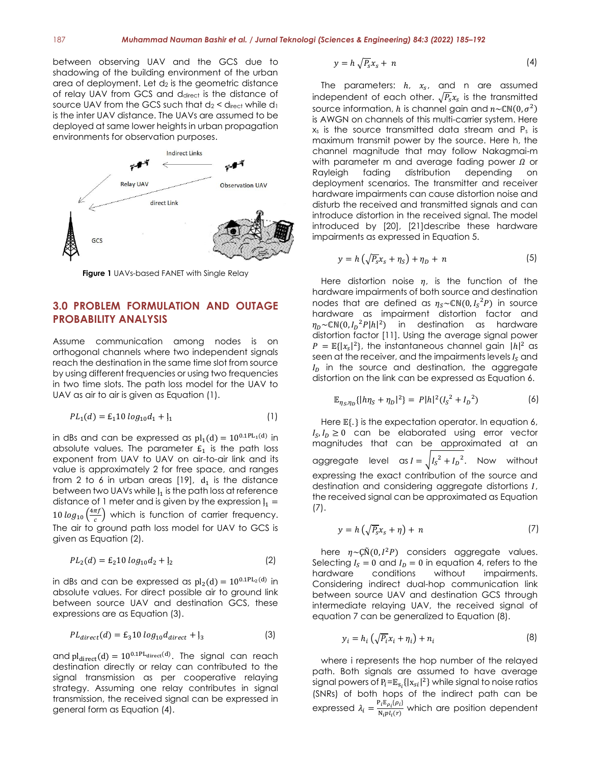between observing UAV and the GCS due to shadowing of the building environment of the urban area of deployment. Let $d_2$ is the geometric distance of relay UAV from GCS and $d_{direct}$ is the distance of source UAV from the GCS such that $d_2 < d_{direct}$ while $d_1$ is the inter UAV distance. The UAVs are assumed to be deployed at same lower heights in urban propagation environments for observation purposes.

**Figure 1** UAVs-based FANET with Single Relay

## 3.0 PROBLEM FORMULATION AND OUTAGE PROBABILITY ANALYSIS

Assume communication among nodes is on orthogonal channels where two independent signals reach the destination in the same time slot from source by using different frequencies or using two frequencies in two time slots. The path loss model for the UAV to UAV as air to air is given as Equation (1).

$$PL_1(d) = Ɛ_1 10\, log_{10} d_1 + Ɉ_1 \tag{1}$$

in dBs and can be expressed as $\mathrm{pl}_1(\mathrm{d}) = 10^{0.1\mathrm{PL}_1(\mathrm{d})}$ in absolute values. The parameter $Ɛ_1$ is the path loss exponent from UAV to UAV on air-to-air link and its value is approximately 2 for free space, and ranges from 2 to 6 in urban areas [19], $\mathrm{d}_1$ is the distance between two UAVs while $Ɉ_1$ is the path loss at reference distance of 1 meter and is given by the expression $Ɉ_1 = 10\, log_{10}\left(\frac{4\pi f}{c}\right)$ which is function of carrier frequency. The air to ground path loss model for UAV to GCS is given as Equation (2).

$$PL_2(d) = Ɛ_2 10\, log_{10} d_2 + Ɉ_2 \tag{2}$$

in dBs and can be expressed as $\mathrm{pl}_2(\mathrm{d}) = 10^{0.1\mathrm{PL}_2(\mathrm{d})}$ in absolute values. For direct possible air to ground link between source UAV and destination GCS, these expressions are as Equation (3).

$$PL_{direct}(d) = Ɛ_3 10\, log_{10} d_{direct} + Ɉ_3 \tag{3}$$

and $\mathrm{pl}_{\mathrm{direct}}(\mathrm{d}) = 10^{0.1\mathrm{PL}_{\mathrm{direct}}(\mathrm{d})}$. The signal can reach destination directly or relay can contributed to the signal transmission as per cooperative relaying strategy. Assuming one relay contributes in signal transmission, the received signal can be expressed in general form as Equation (4).

$$y = h\sqrt{P_s}x_s + n \tag{4}$$

The parameters: $h$, $x_s$, and $n$ are assumed independent of each other. $\sqrt{P_s}x_s$ is the transmitted source information, $h$ is channel gain and $n \sim \mathbb{CN}(0, \sigma^2)$ is AWGN on channels of this multi-carrier system. Here $x_s$ is the source transmitted data stream and $P_s$ is maximum transmit power by the source. Here h, the channel magnitude that may follow Nakagmai-m with parameter m and average fading power $\Omega$ or Rayleigh fading distribution depending on deployment scenarios. The transmitter and receiver hardware impairments can cause distortion noise and disturb the received and transmitted signals and can introduce distortion in the received signal. The model introduced by [20], [21]describe these hardware impairments as expressed in Equation 5.

$$y = h\left(\sqrt{P_s}x_s + \eta_S\right) + \eta_D + n \tag{5}$$

Here distortion noise $\eta$, is the function of the hardware impairments of both source and destination nodes that are defined as $\eta_S \sim \mathbb{CN}(0, I_S{}^2 P)$ in source hardware as impairment distortion factor and $\eta_D \sim \mathbb{CN}(0, I_D{}^2 P|h|^2)$ in destination as hardware distortion factor [11]. Using the average signal power $P = \mathbb{E}\{|x_s|^2\}$, the instantaneous channel gain $|h|^2$ as seen at the receiver, and the impairments levels $I_S$ and $I_D$ in the source and destination, the aggregate distortion on the link can be expressed as Equation 6.

$$\mathbb{E}_{\eta_S, \eta_D}\{|h\eta_S + \eta_D|^2\} = P|h|^2(I_S{}^2 + I_D{}^2) \tag{6}$$

Here $\mathbb{E}\{.\}$ is the expectation operator. In equation 6, $I_S, I_D \geq 0$ can be elaborated using error vector magnitudes that can be approximated at an aggregate level as $I = \sqrt{I_S{}^2 + I_D{}^2}$. Now without expressing the exact contribution of the source and destination and considering aggregate distortions $I$, the received signal can be approximated as Equation (7).

$$y = h\left(\sqrt{P_s}x_s + \eta\right) + n \tag{7}$$

here $\eta \sim \mathbb{C\tilde{N}}(0, I^2 P)$ considers aggregate values. Selecting $I_S = 0$ and $I_D = 0$ in equation 4, refers to the hardware conditions without impairments. Considering indirect dual-hop communication link between source UAV and destination GCS through intermediate relaying UAV, the received signal of equation 7 can be generalized to Equation (8).

$$y_i = h_i\left(\sqrt{P_i}x_i + \eta_i\right) + n_i \tag{8}$$

where i represents the hop number of the relayed path. Both signals are assumed to have average signal powers of $\mathrm{P_i} = \mathbb{E}_{s_i}\{|\mathrm{x}_{si}|^2\}$ while signal to noise ratios (SNRs) of both hops of the indirect path can be expressed $\lambda_i = \frac{\mathrm{P_i}\mathbb{E}_{\rho_i}\{\rho_i\}}{\mathrm{N_i} pl_i(r)}$ which are position dependent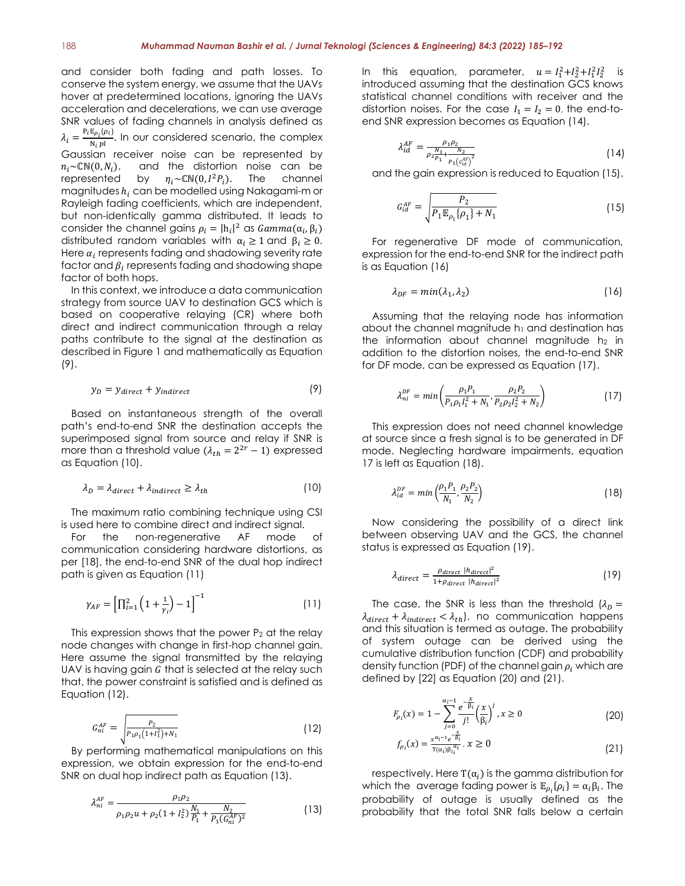and consider both fading and path losses. To conserve the system energy, we assume that the UAVs hover at predetermined locations, ignoring the UAVs acceleration and decelerations, we can use average SNR values of fading channels in analysis defined as $\lambda_i = \frac{P_i \mathbb{E}_{\rho_i}\{\rho_i\}}{N_i\, pl}$. In our considered scenario, the complex Gaussian receiver noise can be represented by $n_i \sim \mathbb{CN}(0, N_i)$, and the distortion noise can be represented by $\eta_i \sim \mathbb{CN}(0, I^2 P_i)$. The channel magnitudes $h_i$ can be modelled using Nakagami-m or Rayleigh fading coefficients, which are independent, but non-identically gamma distributed. It leads to consider the channel gains $\rho_i = |h_i|^2$ as $Gamma(\alpha_i, \beta_i)$ distributed random variables with $\alpha_i \geq 1$ and $\beta_i \geq 0$. Here $\alpha_i$ represents fading and shadowing severity rate factor and $\beta_i$ represents fading and shadowing shape factor of both hops.

In this context, we introduce a data communication strategy from source UAV to destination GCS which is based on cooperative relaying (CR) where both direct and indirect communication through a relay paths contribute to the signal at the destination as described in Figure 1 and mathematically as Equation (9).

$$y_D = y_{direct} + y_{indirect} \tag{9}$$

Based on instantaneous strength of the overall path's end-to-end SNR the destination accepts the superimposed signal from source and relay if SNR is more than a threshold value ($\lambda_{th} = 2^{2r} - 1$) expressed as Equation (10).

$$\lambda_D = \lambda_{direct} + \lambda_{indirect} \geq \lambda_{th} \tag{10}$$

The maximum ratio combining technique using CSI is used here to combine direct and indirect signal.

For the non-regenerative AF mode of communication considering hardware distortions, as per [18], the end-to-end SNR of the dual hop indirect path is given as Equation (11)

$$\gamma_{AF} = \left[\prod_{i=1}^{2}\left(1 + \frac{1}{\gamma_i}\right) - 1\right]^{-1} \tag{11}$$

This expression shows that the power $P_2$ at the relay node changes with change in first-hop channel gain. Here assume the signal transmitted by the relaying UAV is having gain $G$ that is selected at the relay such that, the power constraint is satisfied and is defined as Equation (12).

$$G_{ni}^{AF} = \sqrt{\frac{P_2}{P_1\rho_1\left(1+I_1^2\right)+N_1}} \tag{12}$$

By performing mathematical manipulations on this expression, we obtain expression for the end-to-end SNR on dual hop indirect path as Equation (13).

$$\lambda_{ni}^{AF} = \frac{\rho_1\rho_2}{\rho_1\rho_2 u + \rho_2(1+I_2^2)\frac{N_1}{P_1} + \frac{N_2}{P_1(G_{ni}^{AF})^2}} \tag{13}$$

In this equation, parameter, $u = I_1^2 + I_2^2 + I_1^2 I_2^2$ is introduced assuming that the destination GCS knows statistical channel conditions with receiver and the distortion noises. For the case $I_1 = I_2 = 0$, the end-to-end SNR expression becomes as Equation (14).

$$\lambda_{id}^{AF} = \frac{\rho_1\rho_2}{\rho_2\frac{N_1}{P_1} + \frac{N_2}{P_1\left(G_{id}^{AF}\right)^2}} \tag{14}$$

and the gain expression is reduced to Equation (15).

$$G_{id}^{AF} = \sqrt{\frac{P_2}{P_1\mathbb{E}_{\rho_1}\{\rho_1\} + N_1}} \tag{15}$$

For regenerative DF mode of communication, expression for the end-to-end SNR for the indirect path is as Equation (16)

$$\lambda_{DF} = min(\lambda_1, \lambda_2) \tag{16}$$

Assuming that the relaying node has information about the channel magnitude $h_1$ and destination has the information about channel magnitude $h_2$ in addition to the distortion noises, the end-to-end SNR for DF mode, can be expressed as Equation (17).

$$\lambda_{ni}^{DF} = min\left(\frac{\rho_1 P_1}{P_1\rho_1 I_1^2 + N_1}, \frac{\rho_2 P_2}{P_2\rho_2 I_2^2 + N_2}\right) \tag{17}$$

This expression does not need channel knowledge at source since a fresh signal is to be generated in DF mode. Neglecting hardware impairments, equation 17 is left as Equation (18).

$$\lambda_{id}^{DF} = min\left(\frac{\rho_1 P_1}{N_1}, \frac{\rho_2 P_2}{N_2}\right) \tag{18}$$

Now considering the possibility of a direct link between observing UAV and the GCS, the channel status is expressed as Equation (19).

$$\lambda_{direct} = \frac{\rho_{direct}\,|h_{direct}|^2}{1+\rho_{direct}\,|h_{direct}|^2} \tag{19}$$

The case, the SNR is less than the threshold ($\lambda_D = \lambda_{direct} + \lambda_{indirect} < \lambda_{th}$), no communication happens and this situation is termed as outage. The probability of system outage can be derived using the cumulative distribution function (CDF) and probability density function (PDF) of the channel gain $\rho_i$ which are defined by [22] as Equation (20) and (21).

$$F_{\rho_i}(x) = 1 - \sum_{j=0}^{\alpha_i-1}\frac{e^{-\frac{x}{\beta_i}}}{j!}\left(\frac{x}{\beta_i}\right)^j, x \geq 0 \tag{20}$$

$$f_{\rho_i}(x) = \frac{x^{\alpha_i-1}e^{-\frac{x}{\beta_i}}}{\Gamma(\alpha_i)\beta_i^{\alpha_i}}, x \geq 0 \tag{21}$$

respectively. Here $\Gamma(\alpha_i)$ is the gamma distribution for which the average fading power is $\mathbb{E}_{\rho_i}\{\rho_i\} = \alpha_i\beta_i$. The probability of outage is usually defined as the probability that the total SNR falls below a certain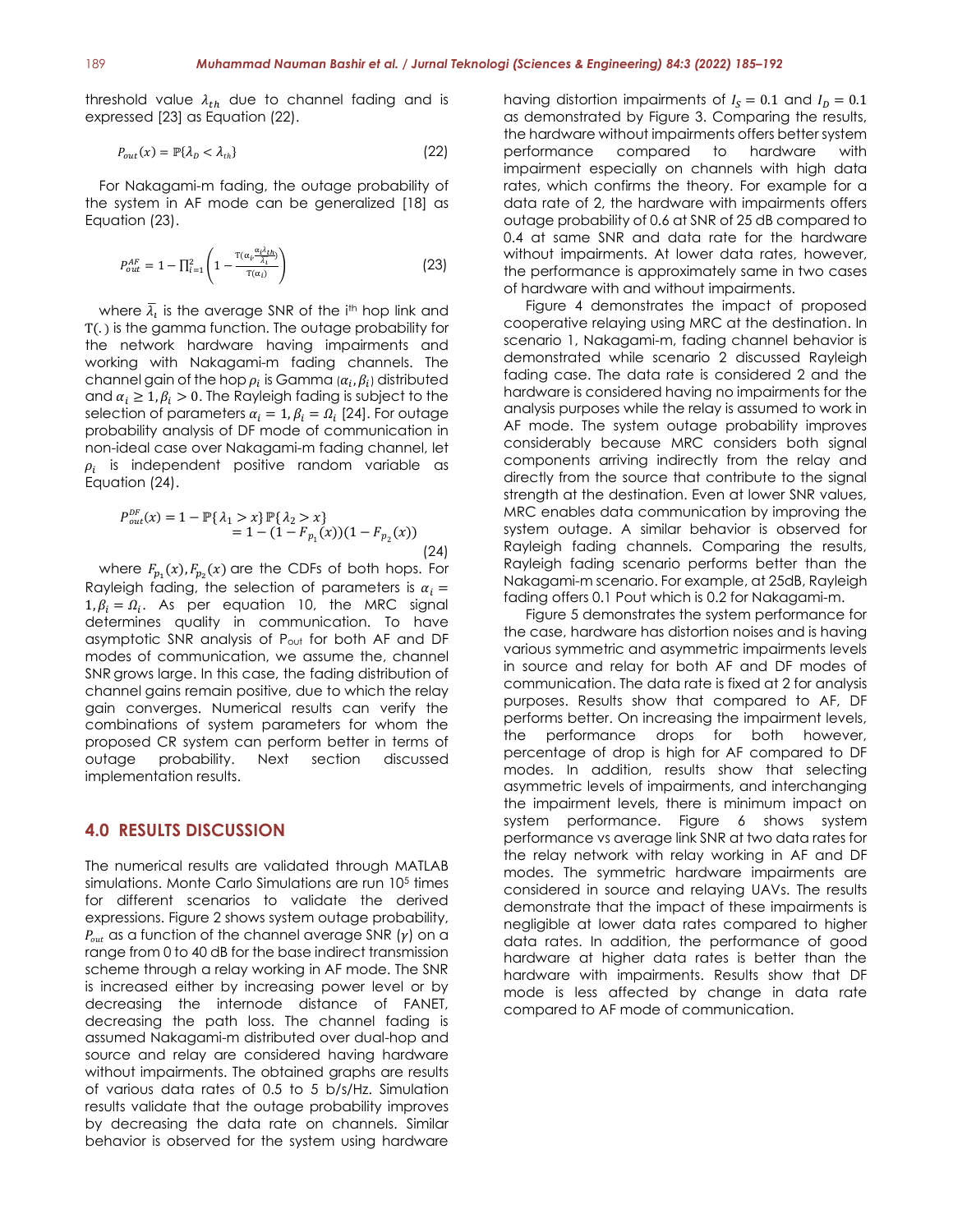threshold value $\lambda_{th}$ due to channel fading and is expressed [23] as Equation (22).

$$P_{out}(x) = \mathbb{P}\{\lambda_D < \lambda_{th}\} \tag{22}$$

For Nakagami-m fading, the outage probability of the system in AF mode can be generalized [18] as Equation (23).

$$P_{out}^{AF} = 1 - \prod_{i=1}^{2}\left(1 - \frac{\Gamma(\alpha_i, \frac{\alpha_i \lambda_{th}}{\bar{\lambda}_i})}{\Gamma(\alpha_i)}\right) \tag{23}$$

where $\bar{\lambda}_i$ is the average SNR of the i[th] hop link and $\Gamma(.)$ is the gamma function. The outage probability for the network hardware having impairments and working with Nakagami-m fading channels. The channel gain of the hop $\rho_i$ is Gamma $(\alpha_i, \beta_i)$ distributed and $\alpha_i \geq 1, \beta_i > 0$. The Rayleigh fading is subject to the selection of parameters $\alpha_i = 1, \beta_i = \Omega_i$ [24]. For outage probability analysis of DF mode of communication in non-ideal case over Nakagami-m fading channel, let $\rho_i$ is independent positive random variable as Equation (24).

$$\begin{aligned} P_{out}^{DF}(x) &= 1 - \mathbb{P}\{\lambda_1 > x\}\,\mathbb{P}\{\lambda_2 > x\} \\ &= 1 - (1 - F_{p_1}(x))(1 - F_{p_2}(x)) \end{aligned} \tag{24}$$

where $F_{p_1}(x), F_{p_2}(x)$ are the CDFs of both hops. For Rayleigh fading, the selection of parameters is $\alpha_i = 1, \beta_i = \Omega_i$. As per equation 10, the MRC signal determines quality in communication. To have asymptotic SNR analysis of $P_{out}$ for both AF and DF modes of communication, we assume the, channel SNR grows large. In this case, the fading distribution of channel gains remain positive, due to which the relay gain converges. Numerical results can verify the combinations of system parameters for whom the proposed CR system can perform better in terms of outage probability. Next section discussed implementation results.

## 4.0 RESULTS DISCUSSION

The numerical results are validated through MATLAB simulations. Monte Carlo Simulations are run $10^5$ times for different scenarios to validate the derived expressions. Figure 2 shows system outage probability, $P_{out}$ as a function of the channel average SNR ($\gamma$) on a range from 0 to 40 dB for the base indirect transmission scheme through a relay working in AF mode. The SNR is increased either by increasing power level or by decreasing the internode distance of FANET, decreasing the path loss. The channel fading is assumed Nakagami-m distributed over dual-hop and source and relay are considered having hardware without impairments. The obtained graphs are results of various data rates of 0.5 to 5 b/s/Hz. Simulation results validate that the outage probability improves by decreasing the data rate on channels. Similar behavior is observed for the system using hardware having distortion impairments of $I_S = 0.1$ and $I_D = 0.1$ as demonstrated by Figure 3. Comparing the results, the hardware without impairments offers better system performance compared to hardware with impairment especially on channels with high data rates, which confirms the theory. For example for a data rate of 2, the hardware with impairments offers outage probability of 0.6 at SNR of 25 dB compared to 0.4 at same SNR and data rate for the hardware without impairments. At lower data rates, however, the performance is approximately same in two cases of hardware with and without impairments.

Figure 4 demonstrates the impact of proposed cooperative relaying using MRC at the destination. In scenario 1, Nakagami-m, fading channel behavior is demonstrated while scenario 2 discussed Rayleigh fading case. The data rate is considered 2 and the hardware is considered having no impairments for the analysis purposes while the relay is assumed to work in AF mode. The system outage probability improves considerably because MRC considers both signal components arriving indirectly from the relay and directly from the source that contribute to the signal strength at the destination. Even at lower SNR values, MRC enables data communication by improving the system outage. A similar behavior is observed for Rayleigh fading channels. Comparing the results, Rayleigh fading scenario performs better than the Nakagami-m scenario. For example, at 25dB, Rayleigh fading offers 0.1 Pout which is 0.2 for Nakagami-m.

Figure 5 demonstrates the system performance for the case, hardware has distortion noises and is having various symmetric and asymmetric impairments levels in source and relay for both AF and DF modes of communication. The data rate is fixed at 2 for analysis purposes. Results show that compared to AF, DF performs better. On increasing the impairment levels, the performance drops for both however, percentage of drop is high for AF compared to DF modes. In addition, results show that selecting asymmetric levels of impairments, and interchanging the impairment levels, there is minimum impact on system performance. Figure 6 shows system performance vs average link SNR at two data rates for the relay network with relay working in AF and DF modes. The symmetric hardware impairments are considered in source and relaying UAVs. The results demonstrate that the impact of these impairments is negligible at lower data rates compared to higher data rates. In addition, the performance of good hardware at higher data rates is better than the hardware with impairments. Results show that DF mode is less affected by change in data rate compared to AF mode of communication.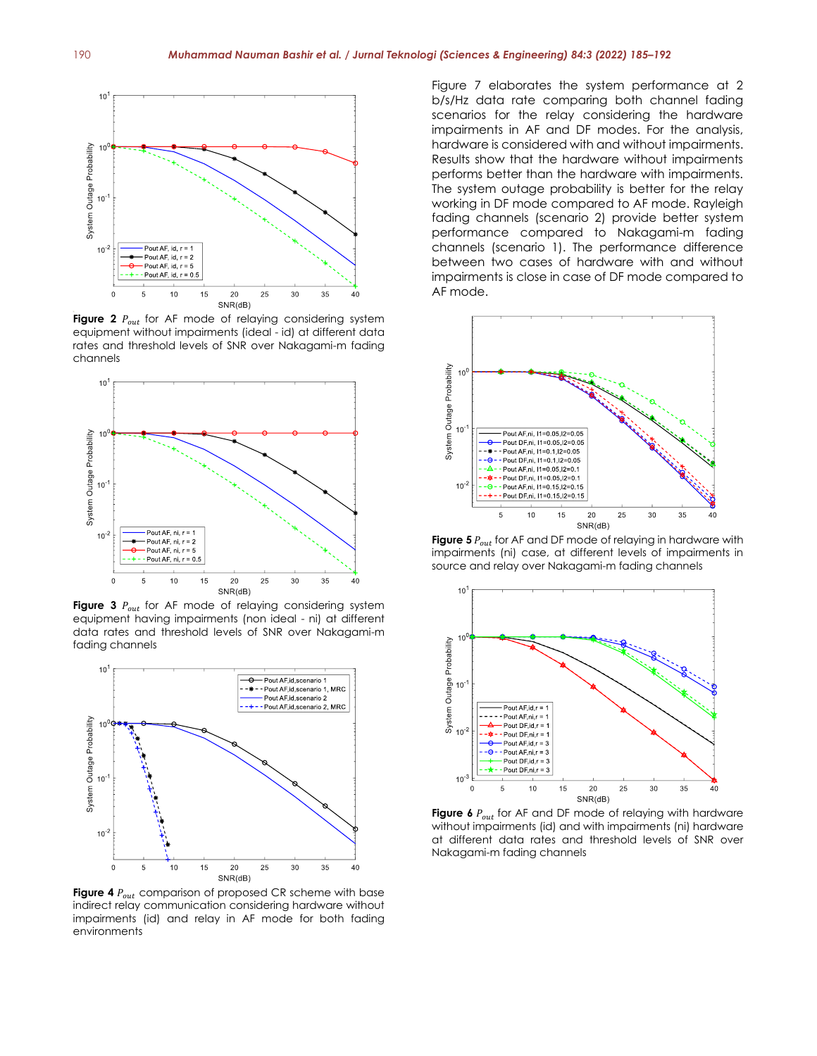**Figure 2** $P_{out}$ for AF mode of relaying considering system equipment without impairments (ideal - id) at different data rates and threshold levels of SNR over Nakagami-m fading channels

**Figure 3** $P_{out}$ for AF mode of relaying considering system equipment having impairments (non ideal - ni) at different data rates and threshold levels of SNR over Nakagami-m fading channels

**Figure 4** $P_{out}$ comparison of proposed CR scheme with base indirect relay communication considering hardware without impairments (id) and relay in AF mode for both fading environments

Figure 7 elaborates the system performance at 2 b/s/Hz data rate comparing both channel fading scenarios for the relay considering the hardware impairments in AF and DF modes. For the analysis, hardware is considered with and without impairments. Results show that the hardware without impairments performs better than the hardware with impairments. The system outage probability is better for the relay working in DF mode compared to AF mode. Rayleigh fading channels (scenario 2) provide better system performance compared to Nakagami-m fading channels (scenario 1). The performance difference between two cases of hardware with and without impairments is close in case of DF mode compared to AF mode.

**Figure 5** $P_{out}$ for AF and DF mode of relaying in hardware with impairments (ni) case, at different levels of impairments in source and relay over Nakagami-m fading channels

**Figure 6** $P_{out}$ for AF and DF mode of relaying with hardware without impairments (id) and with impairments (ni) hardware at different data rates and threshold levels of SNR over Nakagami-m fading channels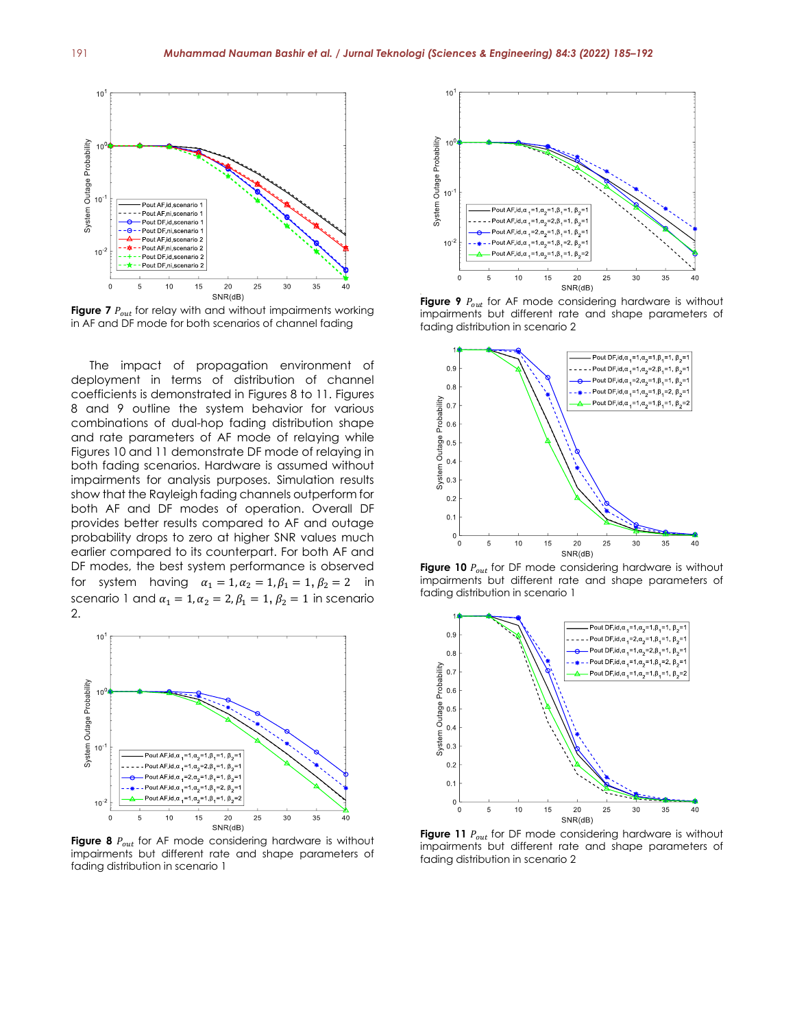**Figure 7** $P_{out}$ for relay with and without impairments working in AF and DF mode for both scenarios of channel fading

The impact of propagation environment of deployment in terms of distribution of channel coefficients is demonstrated in Figures 8 to 11. Figures 8 and 9 outline the system behavior for various combinations of dual-hop fading distribution shape and rate parameters of AF mode of relaying while Figures 10 and 11 demonstrate DF mode of relaying in both fading scenarios. Hardware is assumed without impairments for analysis purposes. Simulation results show that the Rayleigh fading channels outperform for both AF and DF modes of operation. Overall DF provides better results compared to AF and outage probability drops to zero at higher SNR values much earlier compared to its counterpart. For both AF and DF modes, the best system performance is observed for system having $\alpha_1 = 1, \alpha_2 = 1, \beta_1 = 1, \beta_2 = 2$ in scenario 1 and $\alpha_1 = 1, \alpha_2 = 2, \beta_1 = 1, \beta_2 = 1$ in scenario 2.

**Figure 8** $P_{out}$ for AF mode considering hardware is without impairments but different rate and shape parameters of fading distribution in scenario 1

**Figure 9** $P_{out}$ for AF mode considering hardware is without impairments but different rate and shape parameters of fading distribution in scenario 2

**Figure 10** $P_{out}$ for DF mode considering hardware is without impairments but different rate and shape parameters of fading distribution in scenario 1

**Figure 11** $P_{out}$ for DF mode considering hardware is without impairments but different rate and shape parameters of fading distribution in scenario 2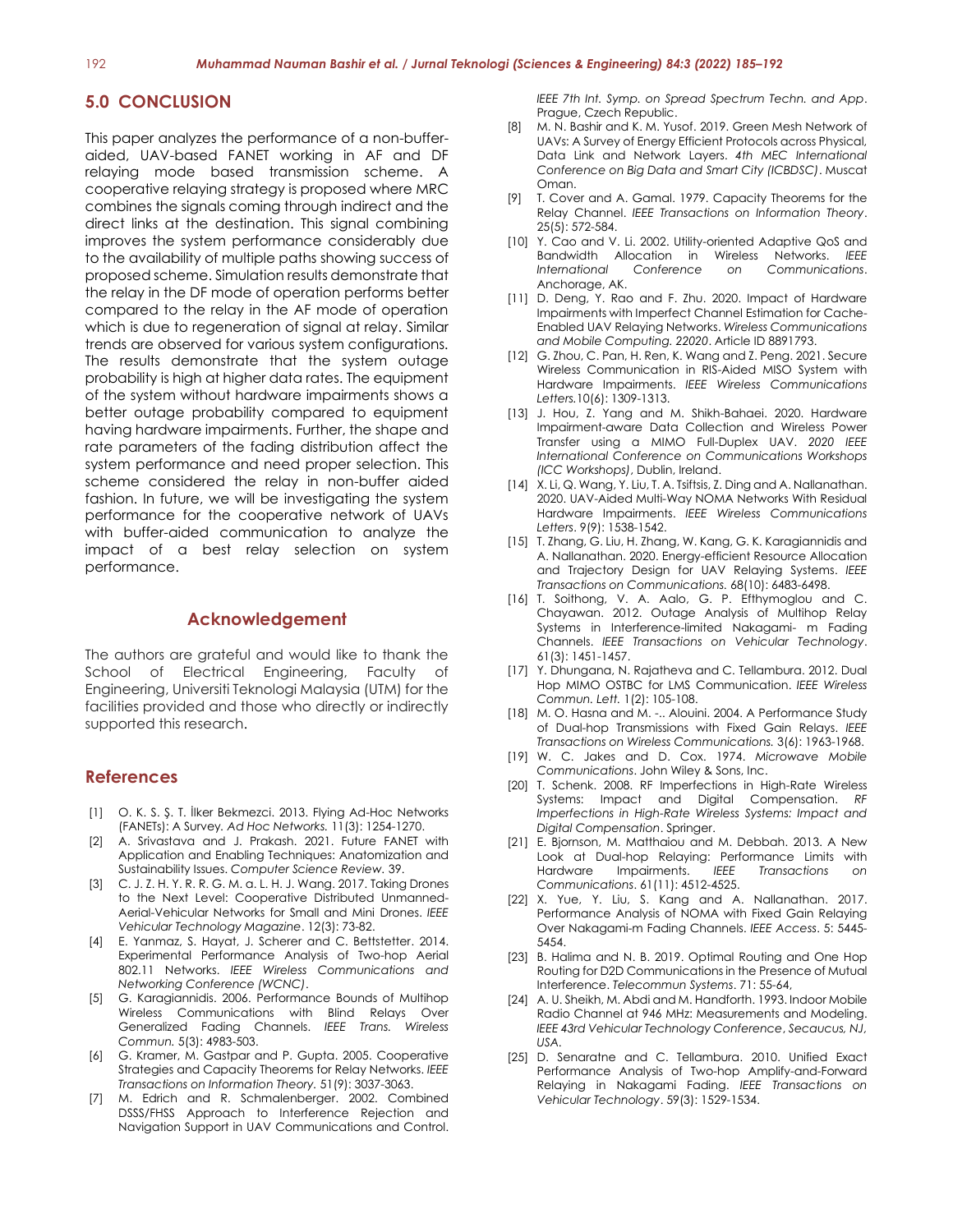## 5.0 CONCLUSION

This paper analyzes the performance of a non-buffer-aided, UAV-based FANET working in AF and DF relaying mode based transmission scheme. A cooperative relaying strategy is proposed where MRC combines the signals coming through indirect and the direct links at the destination. This signal combining improves the system performance considerably due to the availability of multiple paths showing success of proposed scheme. Simulation results demonstrate that the relay in the DF mode of operation performs better compared to the relay in the AF mode of operation which is due to regeneration of signal at relay. Similar trends are observed for various system configurations. The results demonstrate that the system outage probability is high at higher data rates. The equipment of the system without hardware impairments shows a better outage probability compared to equipment having hardware impairments. Further, the shape and rate parameters of the fading distribution affect the system performance and need proper selection. This scheme considered the relay in non-buffer aided fashion. In future, we will be investigating the system performance for the cooperative network of UAVs with buffer-aided communication to analyze the impact of a best relay selection on system performance.

## Acknowledgement

The authors are grateful and would like to thank the School of Electrical Engineering, Faculty of Engineering, Universiti Teknologi Malaysia (UTM) for the facilities provided and those who directly or indirectly supported this research.

## References

[1] O. K. S. Ş. T. İlker Bekmezci. 2013. Flying Ad-Hoc Networks (FANETs): A Survey. *Ad Hoc Networks.* 11(3): 1254-1270.

[2] A. Srivastava and J. Prakash. 2021. Future FANET with Application and Enabling Techniques: Anatomization and Sustainability Issues. *Computer Science Review.* 39.

[3] C. J. Z. H. Y. R. R. G. M. a. L. H. J. Wang. 2017. Taking Drones to the Next Level: Cooperative Distributed Unmanned-Aerial-Vehicular Networks for Small and Mini Drones. *IEEE Vehicular Technology Magazine*. 12(3): 73-82.

[4] E. Yanmaz, S. Hayat, J. Scherer and C. Bettstetter. 2014. Experimental Performance Analysis of Two-hop Aerial 802.11 Networks. *IEEE Wireless Communications and Networking Conference (WCNC)*.

[5] G. Karagiannidis. 2006. Performance Bounds of Multihop Wireless Communications with Blind Relays Over Generalized Fading Channels. *IEEE Trans. Wireless Commun.* 5(3): 4983-503.

[6] G. Kramer, M. Gastpar and P. Gupta. 2005. Cooperative Strategies and Capacity Theorems for Relay Networks. *IEEE Transactions on Information Theory.* 51(9): 3037-3063.

[7] M. Edrich and R. Schmalenberger. 2002. Combined DSSS/FHSS Approach to Interference Rejection and Navigation Support in UAV Communications and Control. *IEEE 7th Int. Symp. on Spread Spectrum Techn. and App*. Prague, Czech Republic.

[8] M. N. Bashir and K. M. Yusof. 2019. Green Mesh Network of UAVs: A Survey of Energy Efficient Protocols across Physical, Data Link and Network Layers. *4th MEC International Conference on Big Data and Smart City (ICBDSC)*. Muscat Oman.

[9] T. Cover and A. Gamal. 1979. Capacity Theorems for the Relay Channel. *IEEE Transactions on Information Theory*. 25(5): 572-584.

[10] Y. Cao and V. Li. 2002. Utility-oriented Adaptive QoS and Bandwidth Allocation in Wireless Networks. *IEEE International Conference on Communications*. Anchorage, AK.

[11] D. Deng, Y. Rao and F. Zhu. 2020. Impact of Hardware Impairments with Imperfect Channel Estimation for Cache-Enabled UAV Relaying Networks. *Wireless Communications and Mobile Computing. 22020*. Article ID 8891793.

[12] G. Zhou, C. Pan, H. Ren, K. Wang and Z. Peng. 2021. Secure Wireless Communication in RIS-Aided MISO System with Hardware Impairments. *IEEE Wireless Communications Letters.*10(6): 1309-1313.

[13] J. Hou, Z. Yang and M. Shikh-Bahaei. 2020. Hardware Impairment-aware Data Collection and Wireless Power Transfer using a MIMO Full-Duplex UAV. *2020 IEEE International Conference on Communications Workshops (ICC Workshops)*, Dublin, Ireland.

[14] X. Li, Q. Wang, Y. Liu, T. A. Tsiftsis, Z. Ding and A. Nallanathan. 2020. UAV-Aided Multi-Way NOMA Networks With Residual Hardware Impairments. *IEEE Wireless Communications Letters*. 9(9): 1538-1542.

[15] T. Zhang, G. Liu, H. Zhang, W. Kang, G. K. Karagiannidis and A. Nallanathan. 2020. Energy-efficient Resource Allocation and Trajectory Design for UAV Relaying Systems. *IEEE Transactions on Communications.* 68(10): 6483-6498.

[16] T. Soithong, V. A. Aalo, G. P. Efthymoglou and C. Chayawan. 2012. Outage Analysis of Multihop Relay Systems in Interference-limited Nakagami- m Fading Channels. *IEEE Transactions on Vehicular Technology*. 61(3): 1451-1457.

[17] Y. Dhungana, N. Rajatheva and C. Tellambura. 2012. Dual Hop MIMO OSTBC for LMS Communication. *IEEE Wireless Commun. Lett.* 1(2): 105-108.

[18] M. O. Hasna and M. -.. Alouini. 2004. A Performance Study of Dual-hop Transmissions with Fixed Gain Relays. *IEEE Transactions on Wireless Communications.* 3(6): 1963-1968.

[19] W. C. Jakes and D. Cox. 1974. *Microwave Mobile Communications*. John Wiley & Sons, Inc.

[20] T. Schenk. 2008. RF Imperfections in High-Rate Wireless Systems: Impact and Digital Compensation. *RF Imperfections in High-Rate Wireless Systems: Impact and Digital Compensation*. Springer.

[21] E. Bjornson, M. Matthaiou and M. Debbah. 2013. A New Look at Dual-hop Relaying: Performance Limits with Hardware Impairments. *IEEE Transactions on Communications*. 61(11): 4512-4525.

[22] X. Yue, Y. Liu, S. Kang and A. Nallanathan. 2017. Performance Analysis of NOMA with Fixed Gain Relaying Over Nakagami-m Fading Channels. *IEEE Access*. 5: 5445-5454.

[23] B. Halima and N. B. 2019. Optimal Routing and One Hop Routing for D2D Communications in the Presence of Mutual Interference. *Telecommun Systems*. 71: 55-64,

[24] A. U. Sheikh, M. Abdi and M. Handforth. 1993. Indoor Mobile Radio Channel at 946 MHz: Measurements and Modeling. *IEEE 43rd Vehicular Technology Conference*, *Secaucus, NJ, USA*.

[25] D. Senaratne and C. Tellambura. 2010. Unified Exact Performance Analysis of Two-hop Amplify-and-Forward Relaying in Nakagami Fading. *IEEE Transactions on Vehicular Technology*. 59(3): 1529-1534.